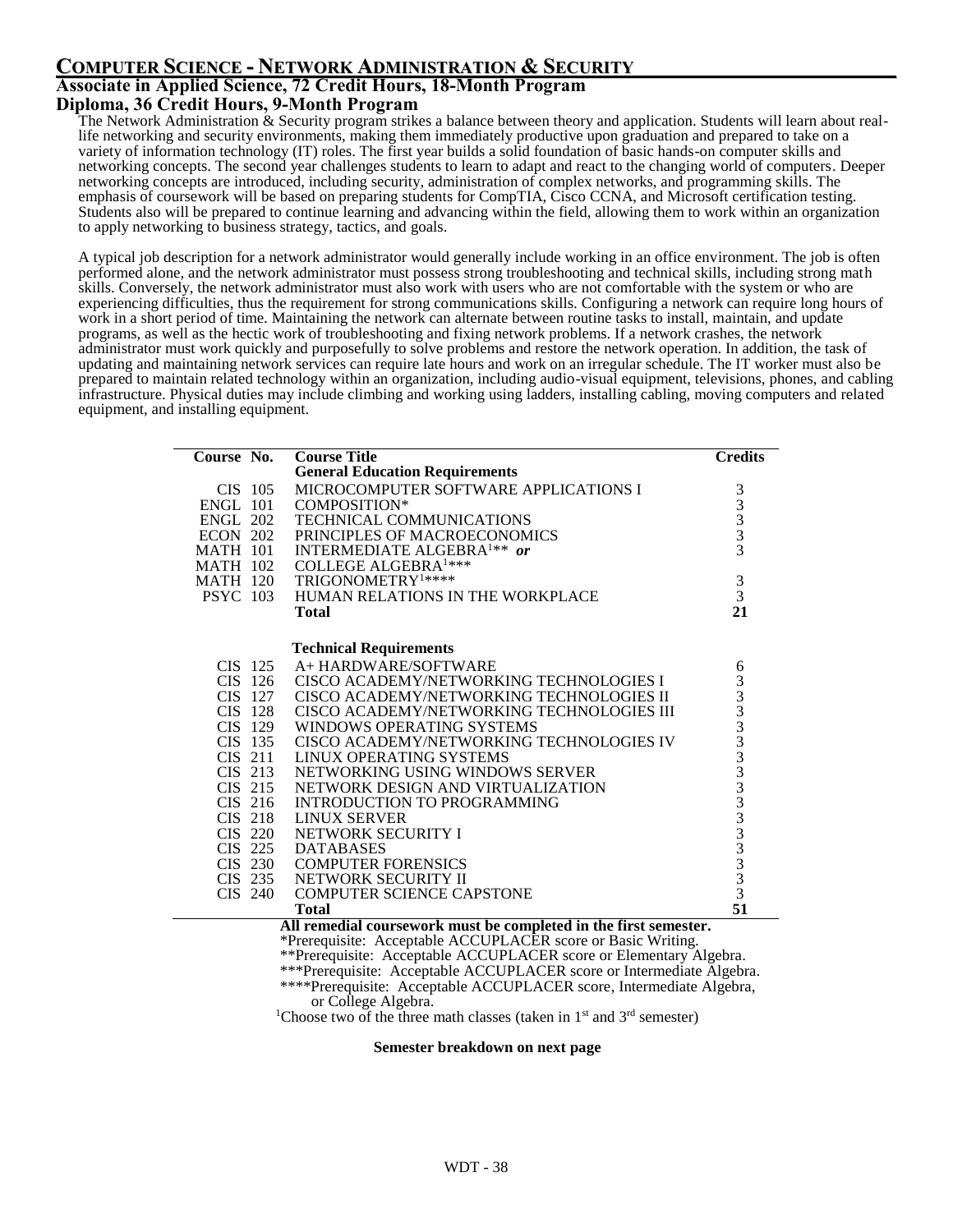# COMPUTER SCIENCE - NETWORK ADMINISTRATION & SECURITY

## Associate in Applied Science, 72 Credit Hours, 18-Month Program
## Diploma, 36 Credit Hours, 9-Month Program

The Network Administration & Security program strikes a balance between theory and application. Students will learn about real-life networking and security environments, making them immediately productive upon graduation and prepared to take on a variety of information technology (IT) roles. The first year builds a solid foundation of basic hands-on computer skills and networking concepts. The second year challenges students to learn to adapt and react to the changing world of computers. Deeper networking concepts are introduced, including security, administration of complex networks, and programming skills. The emphasis of coursework will be based on preparing students for CompTIA, Cisco CCNA, and Microsoft certification testing. Students also will be prepared to continue learning and advancing within the field, allowing them to work within an organization to apply networking to business strategy, tactics, and goals.

A typical job description for a network administrator would generally include working in an office environment. The job is often performed alone, and the network administrator must possess strong troubleshooting and technical skills, including strong math skills. Conversely, the network administrator must also work with users who are not comfortable with the system or who are experiencing difficulties, thus the requirement for strong communications skills. Configuring a network can require long hours of work in a short period of time. Maintaining the network can alternate between routine tasks to install, maintain, and update programs, as well as the hectic work of troubleshooting and fixing network problems. If a network crashes, the network administrator must work quickly and purposefully to solve problems and restore the network operation. In addition, the task of updating and maintaining network services can require late hours and work on an irregular schedule. The IT worker must also be prepared to maintain related technology within an organization, including audio-visual equipment, televisions, phones, and cabling infrastructure. Physical duties may include climbing and working using ladders, installing cabling, moving computers and related equipment, and installing equipment.

| Course No. | Course Title | Credits |
|---|---|---|
| | **General Education Requirements** | |
| CIS 105 | MICROCOMPUTER SOFTWARE APPLICATIONS I | 3 |
| ENGL 101 | COMPOSITION* | 3 |
| ENGL 202 | TECHNICAL COMMUNICATIONS | 3 |
| ECON 202 | PRINCIPLES OF MACROECONOMICS | 3 |
| MATH 101 | INTERMEDIATE ALGEBRA[1]** *or* | 3 |
| MATH 102 | COLLEGE ALGEBRA[1]*** | |
| MATH 120 | TRIGONOMETRY[1]**** | 3 |
| PSYC 103 | HUMAN RELATIONS IN THE WORKPLACE | 3 |
| | **Total** | **21** |
| | **Technical Requirements** | |
| CIS 125 | A+ HARDWARE/SOFTWARE | 6 |
| CIS 126 | CISCO ACADEMY/NETWORKING TECHNOLOGIES I | 3 |
| CIS 127 | CISCO ACADEMY/NETWORKING TECHNOLOGIES II | 3 |
| CIS 128 | CISCO ACADEMY/NETWORKING TECHNOLOGIES III | 3 |
| CIS 129 | WINDOWS OPERATING SYSTEMS | 3 |
| CIS 135 | CISCO ACADEMY/NETWORKING TECHNOLOGIES IV | 3 |
| CIS 211 | LINUX OPERATING SYSTEMS | 3 |
| CIS 213 | NETWORKING USING WINDOWS SERVER | 3 |
| CIS 215 | NETWORK DESIGN AND VIRTUALIZATION | 3 |
| CIS 216 | INTRODUCTION TO PROGRAMMING | 3 |
| CIS 218 | LINUX SERVER | 3 |
| CIS 220 | NETWORK SECURITY I | 3 |
| CIS 225 | DATABASES | 3 |
| CIS 230 | COMPUTER FORENSICS | 3 |
| CIS 235 | NETWORK SECURITY II | 3 |
| CIS 240 | COMPUTER SCIENCE CAPSTONE | 3 |
| | **Total** | **51** |

**All remedial coursework must be completed in the first semester.**

*Prerequisite: Acceptable ACCUPLACER score or Basic Writing.

**Prerequisite: Acceptable ACCUPLACER score or Elementary Algebra.

***Prerequisite: Acceptable ACCUPLACER score or Intermediate Algebra.

****Prerequisite: Acceptable ACCUPLACER score, Intermediate Algebra, or College Algebra.

[1]Choose two of the three math classes (taken in 1st and 3rd semester)

**Semester breakdown on next page**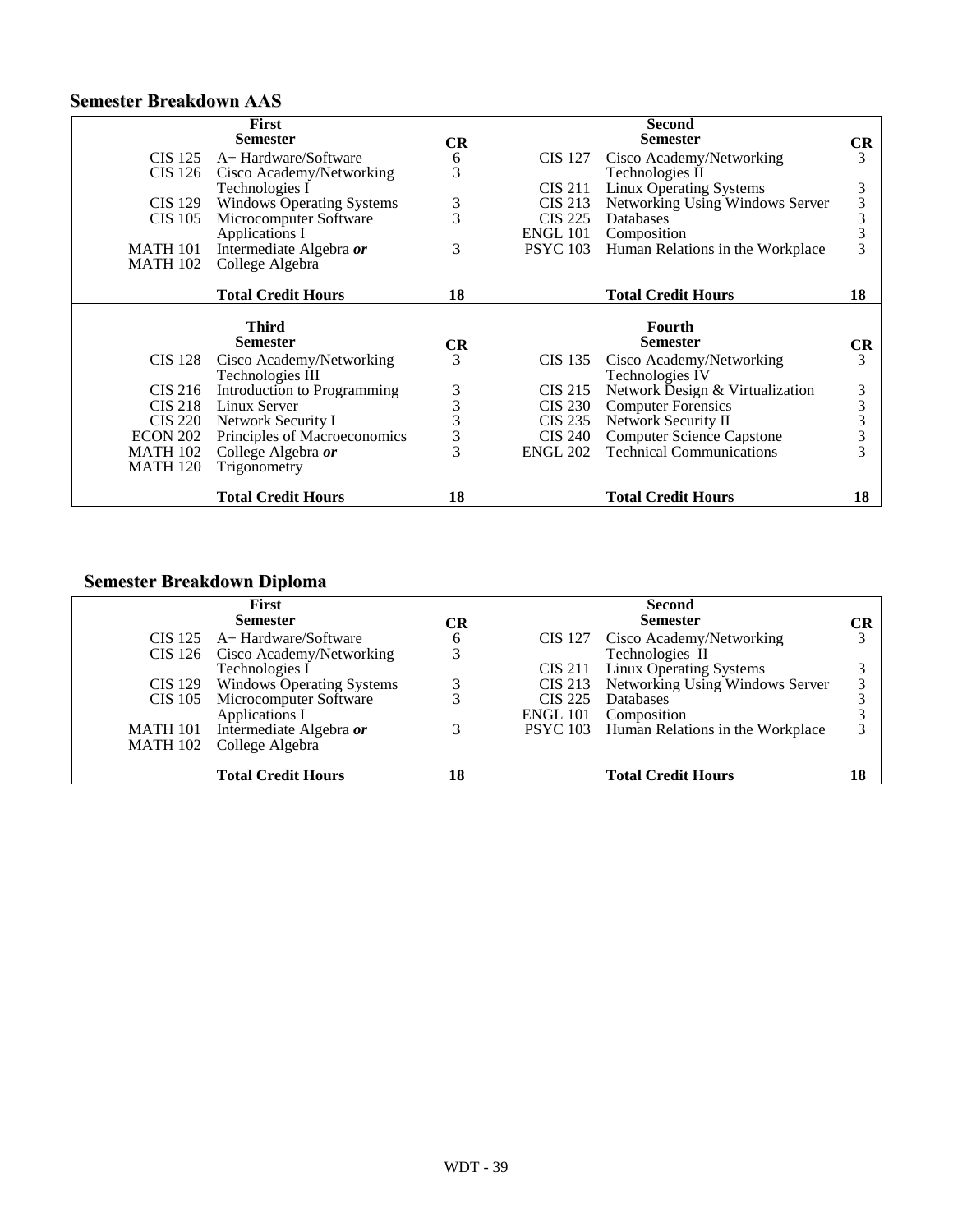## Semester Breakdown AAS

| First Semester | | CR | Second Semester | | CR |
|---|---|---|---|---|---|
| CIS 125 | A+ Hardware/Software | 6 | CIS 127 | Cisco Academy/Networking Technologies II | 3 |
| CIS 126 | Cisco Academy/Networking Technologies I | 3 | CIS 211 | Linux Operating Systems | 3 |
| CIS 129 | Windows Operating Systems | 3 | CIS 213 | Networking Using Windows Server | 3 |
| CIS 105 | Microcomputer Software Applications I | 3 | CIS 225 | Databases | 3 |
| MATH 101 MATH 102 | Intermediate Algebra ***or*** College Algebra | 3 | ENGL 101 | Composition | 3 |
| | | | PSYC 103 | Human Relations in the Workplace | 3 |
| | **Total Credit Hours** | **18** | | **Total Credit Hours** | **18** |

| Third Semester | | CR | Fourth Semester | | CR |
|---|---|---|---|---|---|
| CIS 128 | Cisco Academy/Networking Technologies III | 3 | CIS 135 | Cisco Academy/Networking Technologies IV | 3 |
| CIS 216 | Introduction to Programming | 3 | CIS 215 | Network Design & Virtualization | 3 |
| CIS 218 | Linux Server | 3 | CIS 230 | Computer Forensics | 3 |
| CIS 220 | Network Security I | 3 | CIS 235 | Network Security II | 3 |
| ECON 202 | Principles of Macroeconomics | 3 | CIS 240 | Computer Science Capstone | 3 |
| MATH 102 MATH 120 | College Algebra ***or*** Trigonometry | 3 | ENGL 202 | Technical Communications | 3 |
| | **Total Credit Hours** | **18** | | **Total Credit Hours** | **18** |

## Semester Breakdown Diploma

| First Semester | | CR | Second Semester | | CR |
|---|---|---|---|---|---|
| CIS 125 | A+ Hardware/Software | 6 | CIS 127 | Cisco Academy/Networking Technologies II | 3 |
| CIS 126 | Cisco Academy/Networking Technologies I | 3 | CIS 211 | Linux Operating Systems | 3 |
| CIS 129 | Windows Operating Systems | 3 | CIS 213 | Networking Using Windows Server | 3 |
| CIS 105 | Microcomputer Software Applications I | 3 | CIS 225 | Databases | 3 |
| MATH 101 MATH 102 | Intermediate Algebra ***or*** College Algebra | 3 | ENGL 101 | Composition | 3 |
| | | | PSYC 103 | Human Relations in the Workplace | 3 |
| | **Total Credit Hours** | **18** | | **Total Credit Hours** | **18** |